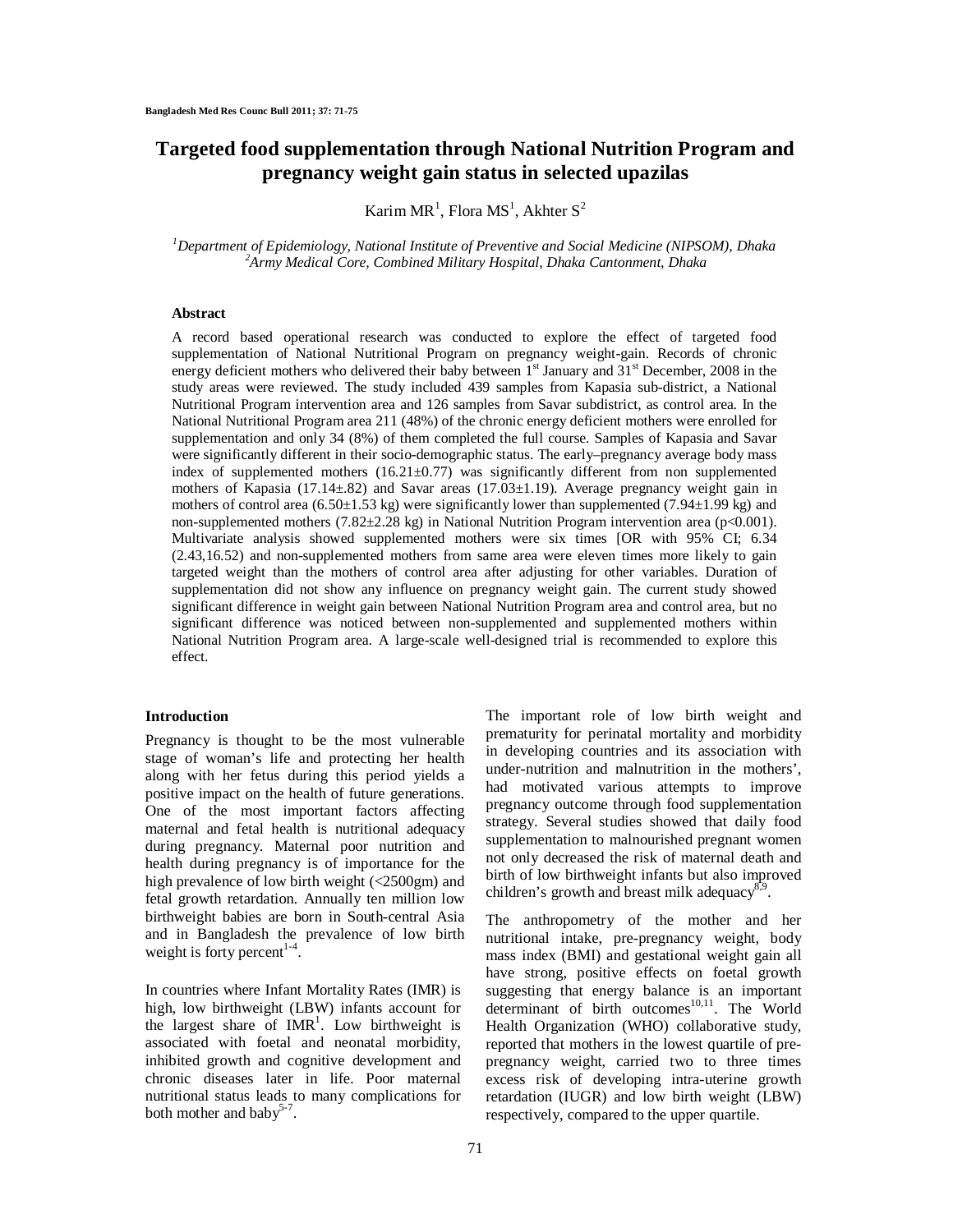# Targeted food supplementation through National Nutrition Program and pregnancy weight gain status in selected upazilas

Karim MR[1], Flora MS[1], Akhter S[2]

*[1]Department of Epidemiology, National Institute of Preventive and Social Medicine (NIPSOM), Dhaka*
*[2]Army Medical Core, Combined Military Hospital, Dhaka Cantonment, Dhaka*

## Abstract

A record based operational research was conducted to explore the effect of targeted food supplementation of National Nutritional Program on pregnancy weight-gain. Records of chronic energy deficient mothers who delivered their baby between 1st January and 31st December, 2008 in the study areas were reviewed. The study included 439 samples from Kapasia sub-district, a National Nutritional Program intervention area and 126 samples from Savar subdistrict, as control area. In the National Nutritional Program area 211 (48%) of the chronic energy deficient mothers were enrolled for supplementation and only 34 (8%) of them completed the full course. Samples of Kapasia and Savar were significantly different in their socio-demographic status. The early–pregnancy average body mass index of supplemented mothers (16.21±0.77) was significantly different from non supplemented mothers of Kapasia (17.14±.82) and Savar areas (17.03±1.19). Average pregnancy weight gain in mothers of control area (6.50±1.53 kg) were significantly lower than supplemented (7.94±1.99 kg) and non-supplemented mothers (7.82±2.28 kg) in National Nutrition Program intervention area ($p<0.001$). Multivariate analysis showed supplemented mothers were six times [OR with 95% CI; 6.34 (2.43,16.52) and non-supplemented mothers from same area were eleven times more likely to gain targeted weight than the mothers of control area after adjusting for other variables. Duration of supplementation did not show any influence on pregnancy weight gain. The current study showed significant difference in weight gain between National Nutrition Program area and control area, but no significant difference was noticed between non-supplemented and supplemented mothers within National Nutrition Program area. A large-scale well-designed trial is recommended to explore this effect.

## Introduction

Pregnancy is thought to be the most vulnerable stage of woman's life and protecting her health along with her fetus during this period yields a positive impact on the health of future generations. One of the most important factors affecting maternal and fetal health is nutritional adequacy during pregnancy. Maternal poor nutrition and health during pregnancy is of importance for the high prevalence of low birth weight (<2500gm) and fetal growth retardation. Annually ten million low birthweight babies are born in South-central Asia and in Bangladesh the prevalence of low birth weight is forty percent[1-4].

In countries where Infant Mortality Rates (IMR) is high, low birthweight (LBW) infants account for the largest share of IMR[1]. Low birthweight is associated with foetal and neonatal morbidity, inhibited growth and cognitive development and chronic diseases later in life. Poor maternal nutritional status leads to many complications for both mother and baby[5-7].

The important role of low birth weight and prematurity for perinatal mortality and morbidity in developing countries and its association with under-nutrition and malnutrition in the mothers', had motivated various attempts to improve pregnancy outcome through food supplementation strategy. Several studies showed that daily food supplementation to malnourished pregnant women not only decreased the risk of maternal death and birth of low birthweight infants but also improved children's growth and breast milk adequacy[8,9].

The anthropometry of the mother and her nutritional intake, pre-pregnancy weight, body mass index (BMI) and gestational weight gain all have strong, positive effects on foetal growth suggesting that energy balance is an important determinant of birth outcomes[10,11]. The World Health Organization (WHO) collaborative study, reported that mothers in the lowest quartile of pre-pregnancy weight, carried two to three times excess risk of developing intra-uterine growth retardation (IUGR) and low birth weight (LBW) respectively, compared to the upper quartile.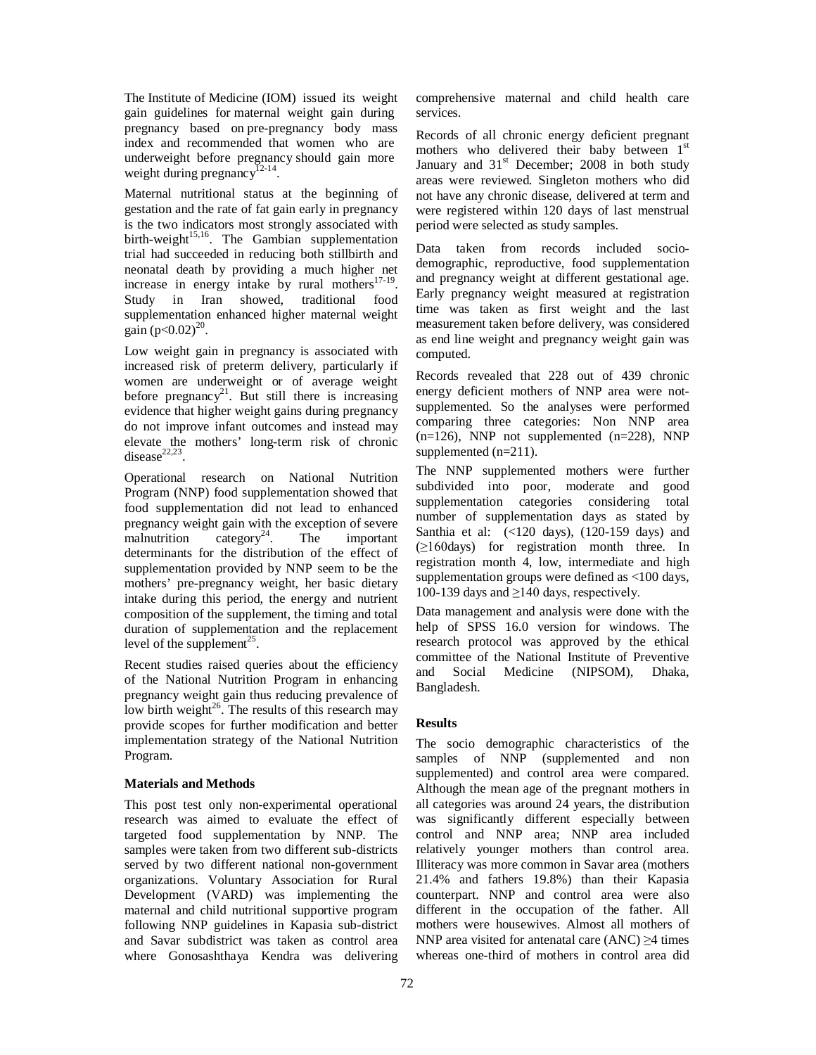The Institute of Medicine (IOM) issued its weight gain guidelines for maternal weight gain during pregnancy based on pre-pregnancy body mass index and recommended that women who are underweight before pregnancy should gain more weight during pregnancy[12-14].

Maternal nutritional status at the beginning of gestation and the rate of fat gain early in pregnancy is the two indicators most strongly associated with birth-weight[15,16]. The Gambian supplementation trial had succeeded in reducing both stillbirth and neonatal death by providing a much higher net increase in energy intake by rural mothers[17-19]. Study in Iran showed, traditional food supplementation enhanced higher maternal weight gain ($p<0.02$)[20].

Low weight gain in pregnancy is associated with increased risk of preterm delivery, particularly if women are underweight or of average weight before pregnancy[21]. But still there is increasing evidence that higher weight gains during pregnancy do not improve infant outcomes and instead may elevate the mothers' long-term risk of chronic disease[22,23].

Operational research on National Nutrition Program (NNP) food supplementation showed that food supplementation did not lead to enhanced pregnancy weight gain with the exception of severe malnutrition category[24]. The important determinants for the distribution of the effect of supplementation provided by NNP seem to be the mothers' pre-pregnancy weight, her basic dietary intake during this period, the energy and nutrient composition of the supplement, the timing and total duration of supplementation and the replacement level of the supplement[25].

Recent studies raised queries about the efficiency of the National Nutrition Program in enhancing pregnancy weight gain thus reducing prevalence of low birth weight[26]. The results of this research may provide scopes for further modification and better implementation strategy of the National Nutrition Program.

## Materials and Methods

This post test only non-experimental operational research was aimed to evaluate the effect of targeted food supplementation by NNP. The samples were taken from two different sub-districts served by two different national non-government organizations. Voluntary Association for Rural Development (VARD) was implementing the maternal and child nutritional supportive program following NNP guidelines in Kapasia sub-district and Savar subdistrict was taken as control area where Gonosashthaya Kendra was delivering comprehensive maternal and child health care services.

Records of all chronic energy deficient pregnant mothers who delivered their baby between 1st January and 31st December; 2008 in both study areas were reviewed. Singleton mothers who did not have any chronic disease, delivered at term and were registered within 120 days of last menstrual period were selected as study samples.

Data taken from records included socio-demographic, reproductive, food supplementation and pregnancy weight at different gestational age. Early pregnancy weight measured at registration time was taken as first weight and the last measurement taken before delivery, was considered as end line weight and pregnancy weight gain was computed.

Records revealed that 228 out of 439 chronic energy deficient mothers of NNP area were not-supplemented. So the analyses were performed comparing three categories: Non NNP area (n=126), NNP not supplemented (n=228), NNP supplemented (n=211).

The NNP supplemented mothers were further subdivided into poor, moderate and good supplementation categories considering total number of supplementation days as stated by Santhia et al: (<120 days), (120-159 days) and (≥160days) for registration month three. In registration month 4, low, intermediate and high supplementation groups were defined as <100 days, 100-139 days and ≥140 days, respectively.

Data management and analysis were done with the help of SPSS 16.0 version for windows. The research protocol was approved by the ethical committee of the National Institute of Preventive and Social Medicine (NIPSOM), Dhaka, Bangladesh.

## Results

The socio demographic characteristics of the samples of NNP (supplemented and non supplemented) and control area were compared. Although the mean age of the pregnant mothers in all categories was around 24 years, the distribution was significantly different especially between control and NNP area; NNP area included relatively younger mothers than control area. Illiteracy was more common in Savar area (mothers 21.4% and fathers 19.8%) than their Kapasia counterpart. NNP and control area were also different in the occupation of the father. All mothers were housewives. Almost all mothers of NNP area visited for antenatal care (ANC) ≥4 times whereas one-third of mothers in control area did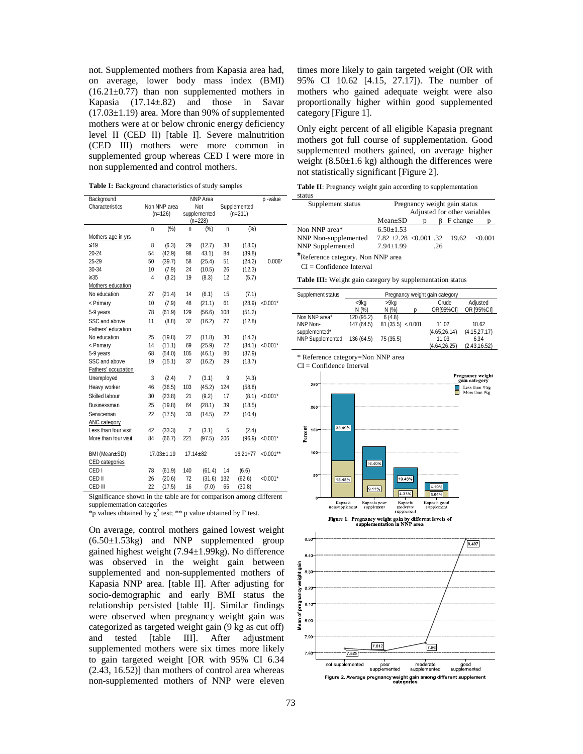not. Supplemented mothers from Kapasia area had, on average, lower body mass index (BMI) (16.21±0.77) than non supplemented mothers in Kapasia (17.14±.82) and those in Savar (17.03±1.19) area. More than 90% of supplemented mothers were at or below chronic energy deficiency level II (CED II) [table I]. Severe malnutrition (CED III) mothers were more common in supplemented group whereas CED I were more in non supplemented and control mothers.

**Table I:** Background characteristics of study samples

| Background Characteristics | Non NNP area (n=126) | | NNP Area: Not supplemented (n=228) | | NNP Area: Supplemented (n=211) | | p -value |
|---|---|---|---|---|---|---|---|
| | n | (%) | n | (%) | n | (%) | |
| Mothers age in yrs | | | | | | | |
| ≤19 | 8 | (6.3) | 29 | (12.7) | 38 | (18.0) | |
| 20-24 | 54 | (42.9) | 98 | 43.1) | 84 | (39.8) | |
| 25-29 | 50 | (39.7) | 58 | (25.4) | 51 | (24.2) | 0.006* |
| 30-34 | 10 | (7.9) | 24 | (10.5) | 26 | (12.3) | |
| ≥35 | 4 | (3.2) | 19 | (8.3) | 12 | (5.7) | |
| Mothers education | | | | | | | |
| No education | 27 | (21.4) | 14 | (6.1) | 15 | (7.1) | |
| < Primary | 10 | (7.9) | 48 | (21.1) | 61 | (28.9) | <0.001* |
| 5-9 years | 78 | (61.9) | 129 | (56.6) | 108 | (51.2) | |
| SSC and above | 11 | (8.8) | 37 | (16.2) | 27 | (12.8) | |
| Fathers' education | | | | | | | |
| No education | 25 | (19.8) | 27 | (11.8) | 30 | (14.2) | |
| < Primary | 14 | (11.1) | 69 | (25.9) | 72 | (34.1) | <0.001* |
| 5-9 years | 68 | (54.0) | 105 | (46.1) | 80 | (37.9) | |
| SSC and above | 19 | (15.1) | 37 | (16.2) | 29 | (13.7) | |
| Fathers' occupation | | | | | | | |
| Unemployed | 3 | (2.4) | 7 | (3.1) | 9 | (4.3) | |
| Heavy worker | 46 | (36.5) | 103 | (45.2) | 124 | (58.8) | |
| Skilled labour | 30 | (23.8) | 21 | (9.2) | 17 | (8.1) | <0.001* |
| Businessman | 25 | (19.8) | 64 | (28.1) | 39 | (18.5) | |
| Serviceman | 22 | (17.5) | 33 | (14.5) | 22 | (10.4) | |
| ANC category | | | | | | | |
| Less than four visit | 42 | (33.3) | 7 | (3.1) | 5 | (2.4) | |
| More than four visit | 84 | (66.7) | 221 | (97.5) | 206 | (96.9) | <0.001* |
| BMI (Mean±SD) | 17.03±1.19 | | 17.14±82 | | 16.21+77 | | <0.001** |
| CED categories | | | | | | | |
| CED I | 78 | (61.9) | 140 | (61.4) | 14 | (6.6) | |
| CED II | 26 | (20.6) | 72 | (31.6) | 132 | (62.6) | <0.001* |
| CED III | 22 | (17.5) | 16 | (7.0) | 65 | (30.8) | |

Significance shown in the table are for comparison among different supplementation categories

*p values obtained by $\chi^2$ test; ** p value obtained by F test.

On average, control mothers gained lowest weight (6.50±1.53kg) and NNP supplemented group gained highest weight (7.94±1.99kg). No difference was observed in the weight gain between supplemented and non-supplemented mothers of Kapasia NNP area. [table II]. After adjusting for socio-demographic and early BMI status the relationship persisted [table II]. Similar findings were observed when pregnancy weight gain was categorized as targeted weight gain (9 kg as cut off) and tested [table III]. After adjustment supplemented mothers were six times more likely to gain targeted weight [OR with 95% CI 6.34 (2.43, 16.52)] than mothers of control area whereas non-supplemented mothers of NNP were eleven times more likely to gain targeted weight (OR with 95% CI 10.62 [4.15, 27.17]). The number of mothers who gained adequate weight were also proportionally higher within good supplemented category [Figure 1].

Only eight percent of all eligible Kapasia pregnant mothers got full course of supplementation. Good supplemented mothers gained, on average higher weight (8.50±1.6 kg) although the differences were not statistically significant [Figure 2].

**Table II**: Pregnancy weight gain according to supplementation status

| Supplement status | Pregnancy weight gain status: Mean±SD | p | Adjusted for other variables: β | F change | p |
|---|---|---|---|---|---|
| Non NNP area* | 6.50±1.53 | | | | |
| NNP Non-supplemented | 7.82 ±2.28 | <0.001 | .32 | 19.62 | <0.001 |
| NNP Supplemented | 7.94±1.99 | | .26 | | |

*Reference category. Non NNP area

CI = Confidence Interval

**Table III:** Weight gain category by supplementation status

| Supplement status | <9kg N (%) | >9kg N (%) | p | Crude OR[95%CI] | Adjusted OR [95%CI] |
|---|---|---|---|---|---|
| Non NNP area* | 120 (95.2) | 6 (4.8) | | | |
| NNP Non-supplemented* | 147 (64.5) | 81 (35.5) | < 0.001 | 11.02 (4.65,26.14) | 10.62 (4.15,27.17) |
| NNP Supplemented | 136 (64.5) | 75 (35.5) | | 11.03 (4.64,26.25) | 6.34 (2.43,16.52) |

* Reference category=Non NNP area

CI = Confidence Interval

**Figure 1. Pregnancy weight gain by different levels of supplementation in NNP area**

**Figure 2. Average pregnancy weight gain among different supplement categories**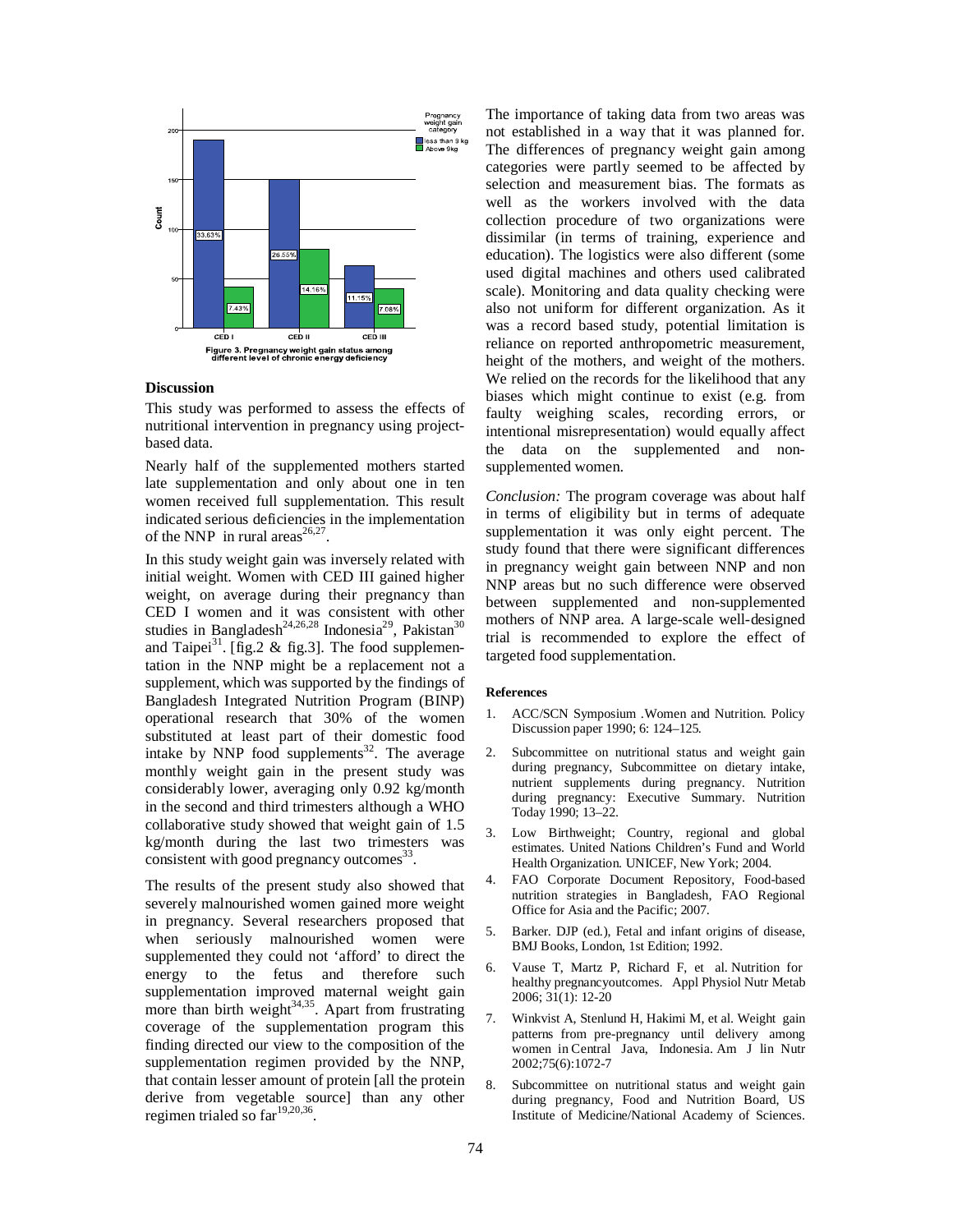Pregnancy weight gain category

less than 9 kg

Above 9kg

Count

200

150

100

50

0

33.63%

7.43%

26.55%

14.16%

11.15%

7.08%

CED I

CED II

CED III

Figure 3. Pregnancy weight gain status among different level of chronic energy deficiency

## Discussion

This study was performed to assess the effects of nutritional intervention in pregnancy using project-based data.

Nearly half of the supplemented mothers started late supplementation and only about one in ten women received full supplementation. This result indicated serious deficiencies in the implementation of the NNP in rural areas[26,27].

In this study weight gain was inversely related with initial weight. Women with CED III gained higher weight, on average during their pregnancy than CED I women and it was consistent with other studies in Bangladesh[24,26,28] Indonesia[29], Pakistan[30] and Taipei[31]. [fig.2 & fig.3]. The food supplementation in the NNP might be a replacement not a supplement, which was supported by the findings of Bangladesh Integrated Nutrition Program (BINP) operational research that 30% of the women substituted at least part of their domestic food intake by NNP food supplements[32]. The average monthly weight gain in the present study was considerably lower, averaging only 0.92 kg/month in the second and third trimesters although a WHO collaborative study showed that weight gain of 1.5 kg/month during the last two trimesters was consistent with good pregnancy outcomes[33].

The results of the present study also showed that severely malnourished women gained more weight in pregnancy. Several researchers proposed that when seriously malnourished women were supplemented they could not 'afford' to direct the energy to the fetus and therefore such supplementation improved maternal weight gain more than birth weight[34,35]. Apart from frustrating coverage of the supplementation program this finding directed our view to the composition of the supplementation regimen provided by the NNP, that contain lesser amount of protein [all the protein derive from vegetable source] than any other regimen trialed so far[19,20,36].

The importance of taking data from two areas was not established in a way that it was planned for. The differences of pregnancy weight gain among categories were partly seemed to be affected by selection and measurement bias. The formats as well as the workers involved with the data collection procedure of two organizations were dissimilar (in terms of training, experience and education). The logistics were also different (some used digital machines and others used calibrated scale). Monitoring and data quality checking were also not uniform for different organization. As it was a record based study, potential limitation is reliance on reported anthropometric measurement, height of the mothers, and weight of the mothers. We relied on the records for the likelihood that any biases which might continue to exist (e.g. from faulty weighing scales, recording errors, or intentional misrepresentation) would equally affect the data on the supplemented and non-supplemented women.

*Conclusion:* The program coverage was about half in terms of eligibility but in terms of adequate supplementation it was only eight percent. The study found that there were significant differences in pregnancy weight gain between NNP and non NNP areas but no such difference were observed between supplemented and non-supplemented mothers of NNP area. A large-scale well-designed trial is recommended to explore the effect of targeted food supplementation.

### References

1. ACC/SCN Symposium .Women and Nutrition. Policy Discussion paper 1990; 6: 124–125.
2. Subcommittee on nutritional status and weight gain during pregnancy, Subcommittee on dietary intake, nutrient supplements during pregnancy. Nutrition during pregnancy: Executive Summary. Nutrition Today 1990; 13–22.
3. Low Birthweight; Country, regional and global estimates. United Nations Children's Fund and World Health Organization. UNICEF, New York; 2004.
4. FAO Corporate Document Repository, Food-based nutrition strategies in Bangladesh, FAO Regional Office for Asia and the Pacific; 2007.
5. Barker. DJP (ed.), Fetal and infant origins of disease, BMJ Books, London, 1st Edition; 1992.
6. Vause T, Martz P, Richard F, et al. Nutrition for healthy pregnancyoutcomes. Appl Physiol Nutr Metab 2006; 31(1): 12-20
7. Winkvist A, Stenlund H, Hakimi M, et al. Weight gain patterns from pre-pregnancy until delivery among women in Central Java, Indonesia. Am J lin Nutr 2002;75(6):1072-7
8. Subcommittee on nutritional status and weight gain during pregnancy, Food and Nutrition Board, US Institute of Medicine/National Academy of Sciences.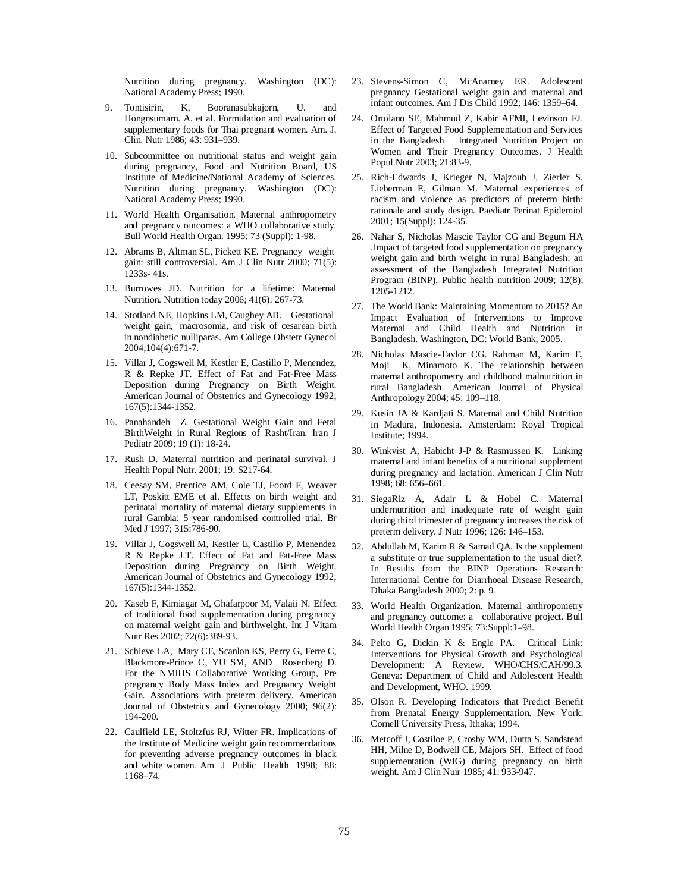Nutrition during pregnancy. Washington (DC): National Academy Press; 1990.

9. Tontisirin, K, Booranasubkajorn, U. and Hongnsumarn. A. et al. Formulation and evaluation of supplementary foods for Thai pregnant women. Am. J. Clin. Nutr 1986; 43: 931–939.
10. Subcommittee on nutritional status and weight gain during pregnancy, Food and Nutrition Board, US Institute of Medicine/National Academy of Sciences. Nutrition during pregnancy. Washington (DC): National Academy Press; 1990.
11. World Health Organisation. Maternal anthropometry and pregnancy outcomes: a WHO collaborative study. Bull World Health Organ. 1995; 73 (Suppl): 1-98.
12. Abrams B, Altman SL, Pickett KE. Pregnancy weight gain: still controversial. Am J Clin Nutr 2000; 71(5): 1233s- 41s.
13. Burrowes JD. Nutrition for a lifetime: Maternal Nutrition. Nutrition today 2006; 41(6): 267-73.
14. Stotland NE, Hopkins LM, Caughey AB. Gestational weight gain, macrosomia, and risk of cesarean birth in nondiabetic nulliparas. Am College Obstetr Gynecol 2004;104(4):671-7.
15. Villar J, Cogswell M, Kestler E, Castillo P, Menendez, R & Repke JT. Effect of Fat and Fat-Free Mass Deposition during Pregnancy on Birth Weight. American Journal of Obstetrics and Gynecology 1992; 167(5):1344-1352.
16. Panahandeh Z. Gestational Weight Gain and Fetal BirthWeight in Rural Regions of Rasht/Iran. Iran J Pediatr 2009; 19 (1): 18-24.
17. Rush D. Maternal nutrition and perinatal survival. J Health Popul Nutr. 2001; 19: S217-64.
18. Ceesay SM, Prentice AM, Cole TJ, Foord F, Weaver LT, Poskitt EME et al. Effects on birth weight and perinatal mortality of maternal dietary supplements in rural Gambia: 5 year randomised controlled trial. Br Med J 1997; 315:786-90.
19. Villar J, Cogswell M, Kestler E, Castillo P, Menendez R & Repke J.T. Effect of Fat and Fat-Free Mass Deposition during Pregnancy on Birth Weight. American Journal of Obstetrics and Gynecology 1992; 167(5):1344-1352.
20. Kaseb F, Kimiagar M, Ghafarpoor M, Valaii N. Effect of traditional food supplementation during pregnancy on maternal weight gain and birthweight. Int J Vitam Nutr Res 2002; 72(6):389-93.
21. Schieve LA, Mary CE, Scanlon KS, Perry G, Ferre C, Blackmore-Prince C, YU SM, AND Rosenberg D. For the NMIHS Collaborative Working Group, Pre pregnancy Body Mass Index and Pregnancy Weight Gain. Associations with preterm delivery. American Journal of Obstetrics and Gynecology 2000; 96(2): 194-200.
22. Caulfield LE, Stoltzfus RJ, Witter FR. Implications of the Institute of Medicine weight gain recommendations for preventing adverse pregnancy outcomes in black and white women. Am J Public Health 1998; 88: 1168–74.
23. Stevens-Simon C, McAnarney ER. Adolescent pregnancy Gestational weight gain and maternal and infant outcomes. Am J Dis Child 1992; 146: 1359–64.
24. Ortolano SE, Mahmud Z, Kabir AFMI, Levinson FJ. Effect of Targeted Food Supplementation and Services in the Bangladesh Integrated Nutrition Project on Women and Their Pregnancy Outcomes. J Health Popul Nutr 2003; 21:83-9.
25. Rich-Edwards J, Krieger N, Majzoub J, Zierler S, Lieberman E, Gilman M. Maternal experiences of racism and violence as predictors of preterm birth: rationale and study design. Paediatr Perinat Epidemiol 2001; 15(Suppl): 124-35.
26. Nahar S, Nicholas Mascie Taylor CG and Begum HA .Impact of targeted food supplementation on pregnancy weight gain and birth weight in rural Bangladesh: an assessment of the Bangladesh Integrated Nutrition Program (BINP), Public health nutrition 2009; 12(8): 1205-1212.
27. The World Bank: Maintaining Momentum to 2015? An Impact Evaluation of Interventions to Improve Maternal and Child Health and Nutrition in Bangladesh. Washington, DC: World Bank; 2005.
28. Nicholas Mascie-Taylor CG. Rahman M, Karim E, Moji K, Minamoto K. The relationship between maternal anthropometry and childhood malnutrition in rural Bangladesh. American Journal of Physical Anthropology 2004; 45: 109–118.
29. Kusin JA & Kardjati S. Maternal and Child Nutrition in Madura, Indonesia. Amsterdam: Royal Tropical Institute; 1994.
30. Winkvist A, Habicht J-P & Rasmussen K. Linking maternal and infant benefits of a nutritional supplement during pregnancy and lactation. American J Clin Nutr 1998; 68: 656–661.
31. SiegaRiz A, Adair L & Hobel C. Maternal undernutrition and inadequate rate of weight gain during third trimester of pregnancy increases the risk of preterm delivery. J Nutr 1996; 126: 146–153.
32. Abdullah M, Karim R & Samad QA. Is the supplement a substitute or true supplementation to the usual diet?. In Results from the BINP Operations Research: International Centre for Diarrhoeal Disease Research; Dhaka Bangladesh 2000; 2: p. 9.
33. World Health Organization. Maternal anthropometry and pregnancy outcome: a collaborative project. Bull World Health Organ 1995; 73:Suppl:1–98.
34. Pelto G, Dickin K & Engle PA. Critical Link: Interventions for Physical Growth and Psychological Development: A Review. WHO/CHS/CAH/99.3. Geneva: Department of Child and Adolescent Health and Development, WHO. 1999.
35. Olson R. Developing Indicators that Predict Benefit from Prenatal Energy Supplementation. New York: Cornell University Press, Ithaka; 1994.
36. Metcoff J, Costiloe P, Crosby WM, Dutta S, Sandstead HH, Milne D, Bodwell CE, Majors SH. Effect of food supplementation (WIG) during pregnancy on birth weight. Am J Clin Nuir 1985; 41: 933-947.